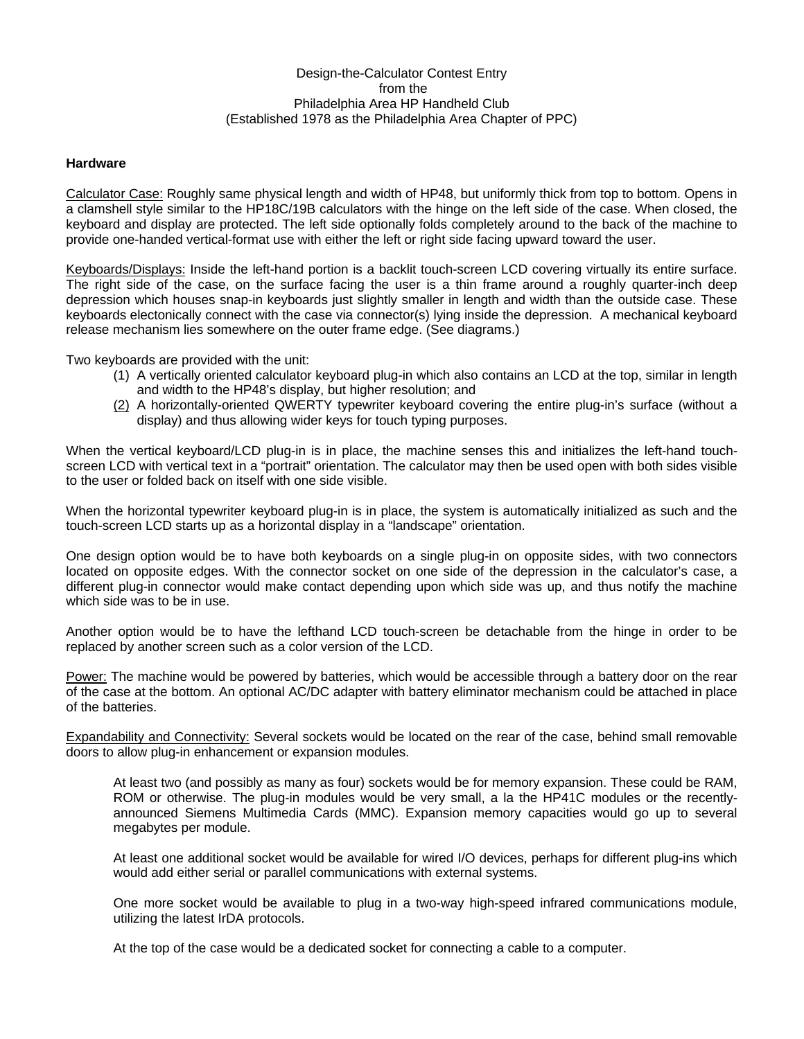Design-the-Calculator Contest Entry
from the
Philadelphia Area HP Handheld Club
(Established 1978 as the Philadelphia Area Chapter of PPC)

## Hardware

Calculator Case: Roughly same physical length and width of HP48, but uniformly thick from top to bottom. Opens in a clamshell style similar to the HP18C/19B calculators with the hinge on the left side of the case. When closed, the keyboard and display are protected. The left side optionally folds completely around to the back of the machine to provide one-handed vertical-format use with either the left or right side facing upward toward the user.

Keyboards/Displays: Inside the left-hand portion is a backlit touch-screen LCD covering virtually its entire surface. The right side of the case, on the surface facing the user is a thin frame around a roughly quarter-inch deep depression which houses snap-in keyboards just slightly smaller in length and width than the outside case. These keyboards electonically connect with the case via connector(s) lying inside the depression. A mechanical keyboard release mechanism lies somewhere on the outer frame edge. (See diagrams.)

Two keyboards are provided with the unit:

1. A vertically oriented calculator keyboard plug-in which also contains an LCD at the top, similar in length and width to the HP48's display, but higher resolution; and
2. A horizontally-oriented QWERTY typewriter keyboard covering the entire plug-in's surface (without a display) and thus allowing wider keys for touch typing purposes.

When the vertical keyboard/LCD plug-in is in place, the machine senses this and initializes the left-hand touch-screen LCD with vertical text in a "portrait" orientation. The calculator may then be used open with both sides visible to the user or folded back on itself with one side visible.

When the horizontal typewriter keyboard plug-in is in place, the system is automatically initialized as such and the touch-screen LCD starts up as a horizontal display in a "landscape" orientation.

One design option would be to have both keyboards on a single plug-in on opposite sides, with two connectors located on opposite edges. With the connector socket on one side of the depression in the calculator's case, a different plug-in connector would make contact depending upon which side was up, and thus notify the machine which side was to be in use.

Another option would be to have the lefthand LCD touch-screen be detachable from the hinge in order to be replaced by another screen such as a color version of the LCD.

Power: The machine would be powered by batteries, which would be accessible through a battery door on the rear of the case at the bottom. An optional AC/DC adapter with battery eliminator mechanism could be attached in place of the batteries.

Expandability and Connectivity: Several sockets would be located on the rear of the case, behind small removable doors to allow plug-in enhancement or expansion modules.

> At least two (and possibly as many as four) sockets would be for memory expansion. These could be RAM, ROM or otherwise. The plug-in modules would be very small, a la the HP41C modules or the recently-announced Siemens Multimedia Cards (MMC). Expansion memory capacities would go up to several megabytes per module.
>
> At least one additional socket would be available for wired I/O devices, perhaps for different plug-ins which would add either serial or parallel communications with external systems.
>
> One more socket would be available to plug in a two-way high-speed infrared communications module, utilizing the latest IrDA protocols.
>
> At the top of the case would be a dedicated socket for connecting a cable to a computer.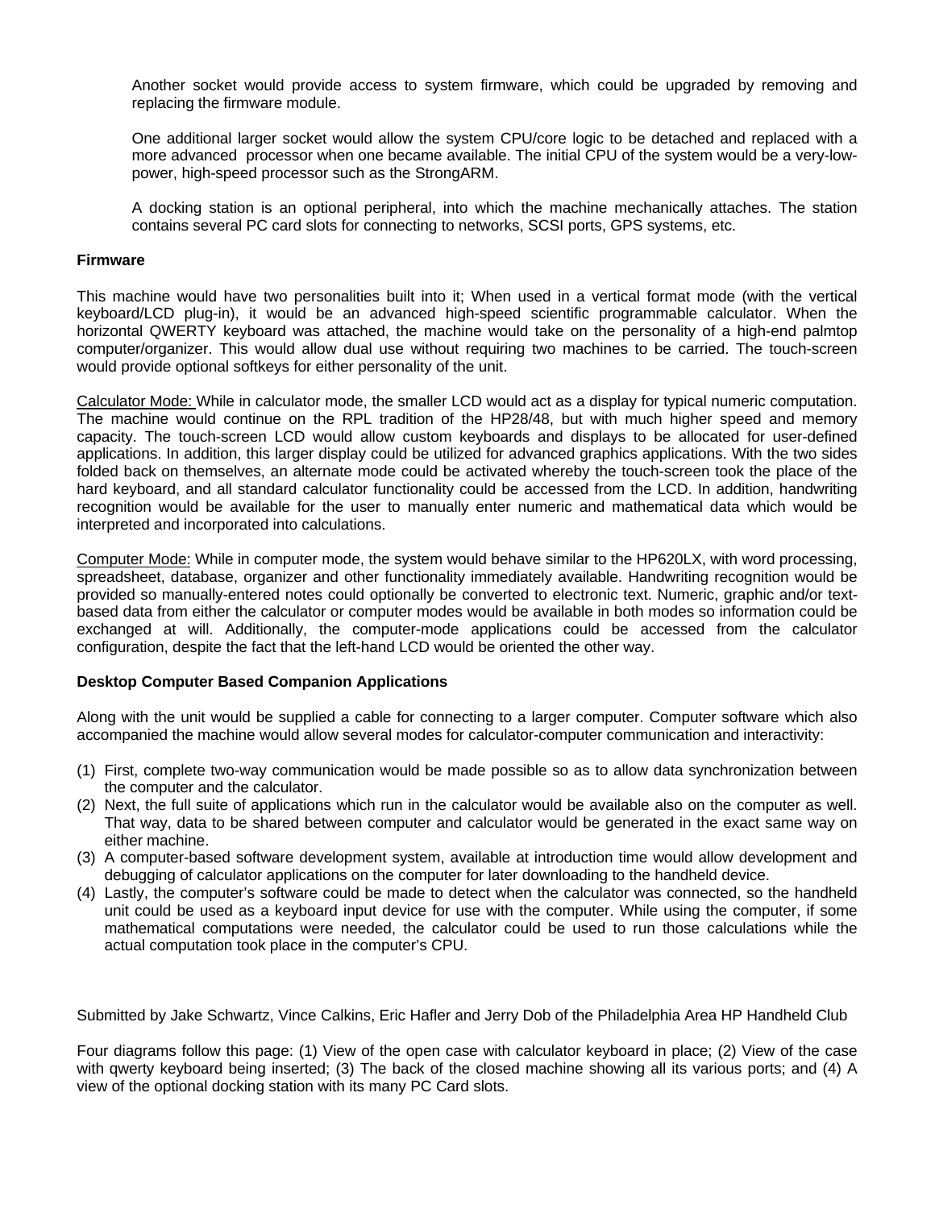Another socket would provide access to system firmware, which could be upgraded by removing and replacing the firmware module.

One additional larger socket would allow the system CPU/core logic to be detached and replaced with a more advanced processor when one became available. The initial CPU of the system would be a very-low-power, high-speed processor such as the StrongARM.

A docking station is an optional peripheral, into which the machine mechanically attaches. The station contains several PC card slots for connecting to networks, SCSI ports, GPS systems, etc.

**Firmware**

This machine would have two personalities built into it; When used in a vertical format mode (with the vertical keyboard/LCD plug-in), it would be an advanced high-speed scientific programmable calculator. When the horizontal QWERTY keyboard was attached, the machine would take on the personality of a high-end palmtop computer/organizer. This would allow dual use without requiring two machines to be carried. The touch-screen would provide optional softkeys for either personality of the unit.

Calculator Mode: While in calculator mode, the smaller LCD would act as a display for typical numeric computation. The machine would continue on the RPL tradition of the HP28/48, but with much higher speed and memory capacity. The touch-screen LCD would allow custom keyboards and displays to be allocated for user-defined applications. In addition, this larger display could be utilized for advanced graphics applications. With the two sides folded back on themselves, an alternate mode could be activated whereby the touch-screen took the place of the hard keyboard, and all standard calculator functionality could be accessed from the LCD. In addition, handwriting recognition would be available for the user to manually enter numeric and mathematical data which would be interpreted and incorporated into calculations.

Computer Mode: While in computer mode, the system would behave similar to the HP620LX, with word processing, spreadsheet, database, organizer and other functionality immediately available. Handwriting recognition would be provided so manually-entered notes could optionally be converted to electronic text. Numeric, graphic and/or text-based data from either the calculator or computer modes would be available in both modes so information could be exchanged at will. Additionally, the computer-mode applications could be accessed from the calculator configuration, despite the fact that the left-hand LCD would be oriented the other way.

**Desktop Computer Based Companion Applications**

Along with the unit would be supplied a cable for connecting to a larger computer. Computer software which also accompanied the machine would allow several modes for calculator-computer communication and interactivity:

(1) First, complete two-way communication would be made possible so as to allow data synchronization between the computer and the calculator.
(2) Next, the full suite of applications which run in the calculator would be available also on the computer as well. That way, data to be shared between computer and calculator would be generated in the exact same way on either machine.
(3) A computer-based software development system, available at introduction time would allow development and debugging of calculator applications on the computer for later downloading to the handheld device.
(4) Lastly, the computer's software could be made to detect when the calculator was connected, so the handheld unit could be used as a keyboard input device for use with the computer. While using the computer, if some mathematical computations were needed, the calculator could be used to run those calculations while the actual computation took place in the computer's CPU.

Submitted by Jake Schwartz, Vince Calkins, Eric Hafler and Jerry Dob of the Philadelphia Area HP Handheld Club

Four diagrams follow this page: (1) View of the open case with calculator keyboard in place; (2) View of the case with qwerty keyboard being inserted; (3) The back of the closed machine showing all its various ports; and (4) A view of the optional docking station with its many PC Card slots.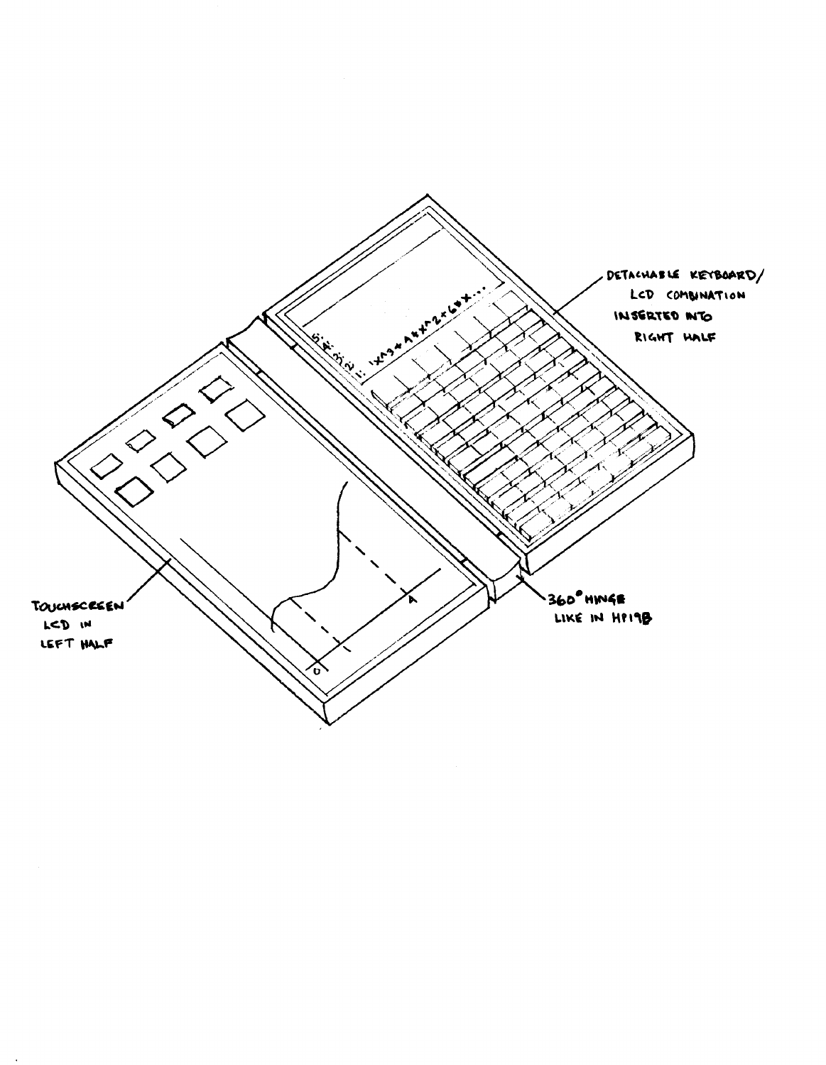DETACHABLE KEYBOARD/
LCD COMBINATION
INSERTED INTO
RIGHT HALF

TOUCHSCREEN
LCD IN
LEFT HALF

360° HINGE
LIKE IN HP19B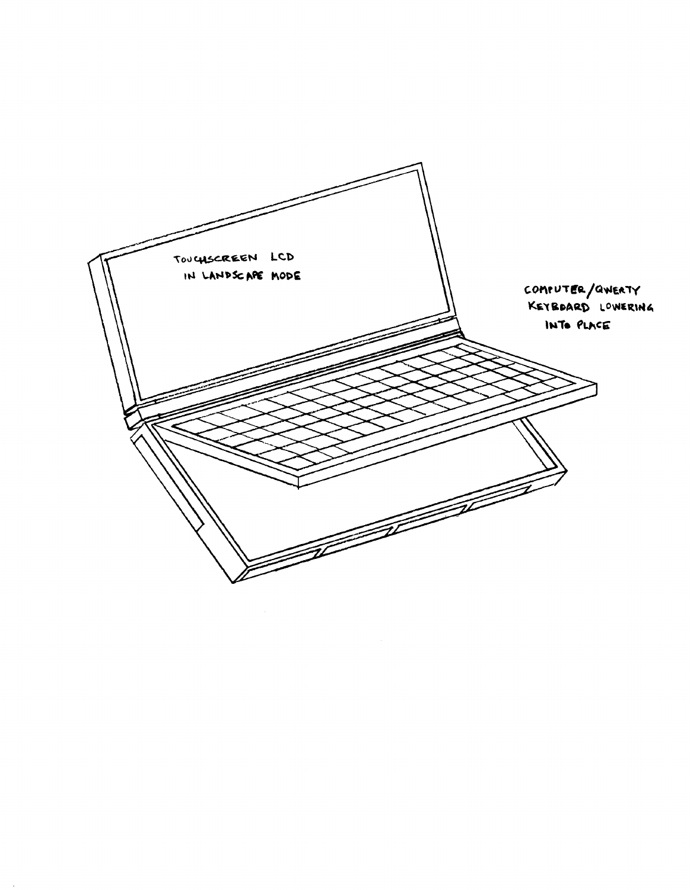TOUCHSCREEN LCD
IN LANDSCAPE MODE

COMPUTER/QWERTY
KEYBOARD LOWERING
INTO PLACE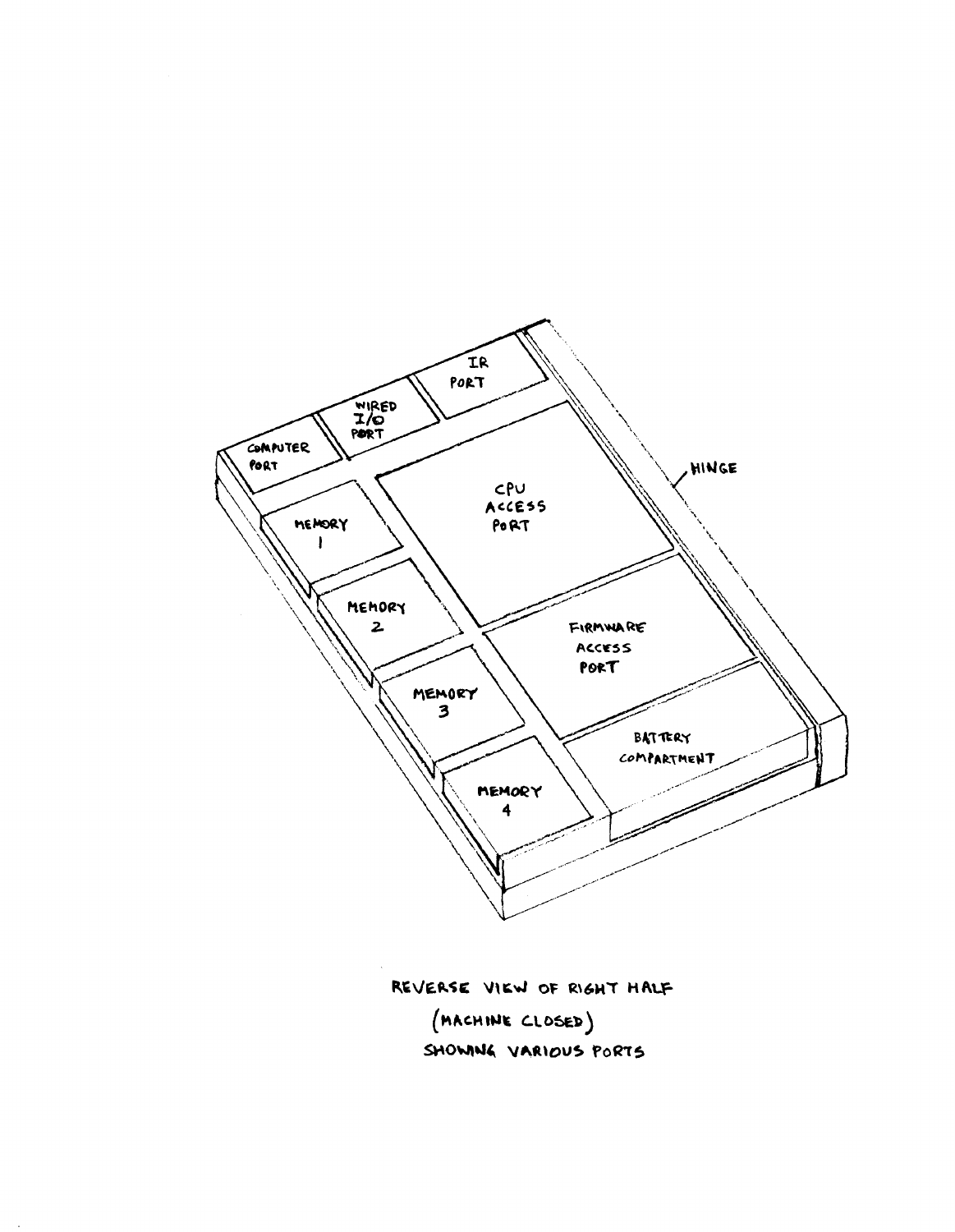IR PORT

WIRED I/O PORT

COMPUTER PORT

CPU ACCESS PORT

HINGE

MEMORY 1

MEMORY 2

MEMORY 3

MEMORY 4

FIRMWARE ACCESS PORT

BATTERY COMPARTMENT

REVERSE VIEW OF RIGHT HALF
(MACHINE CLOSED)
SHOWING VARIOUS PORTS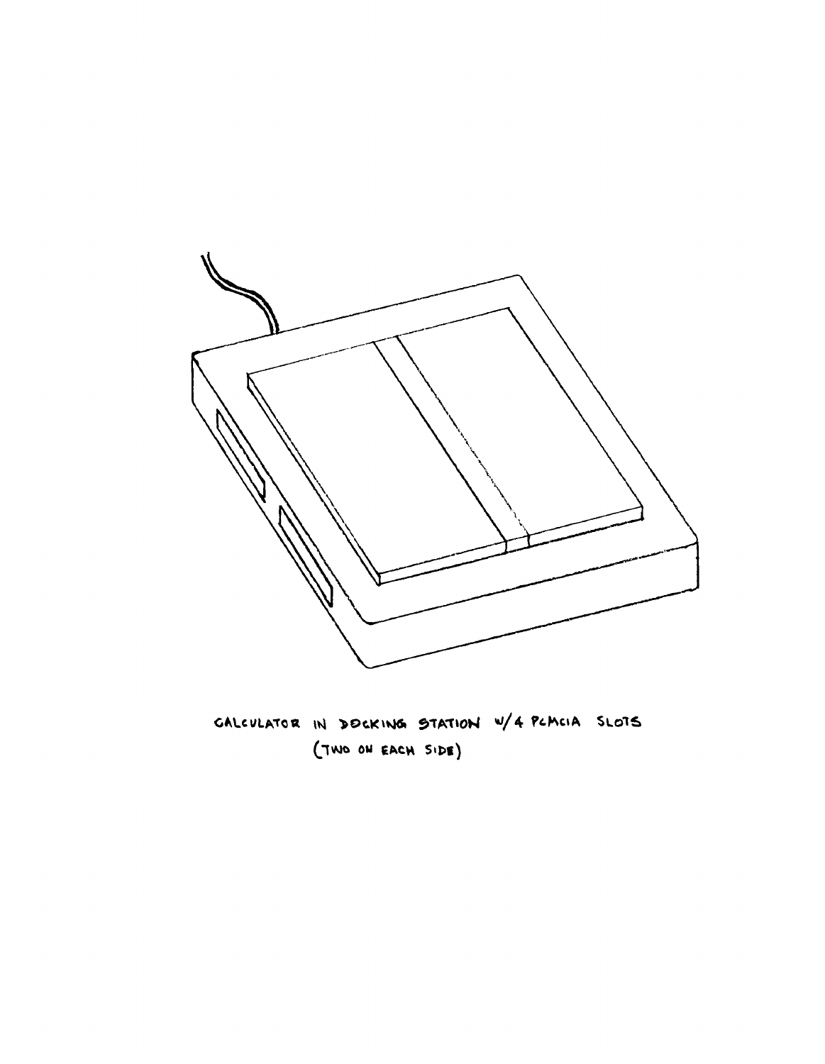CALCULATOR IN DOCKING STATION W/4 PCMCIA SLOTS
(TWO ON EACH SIDE)